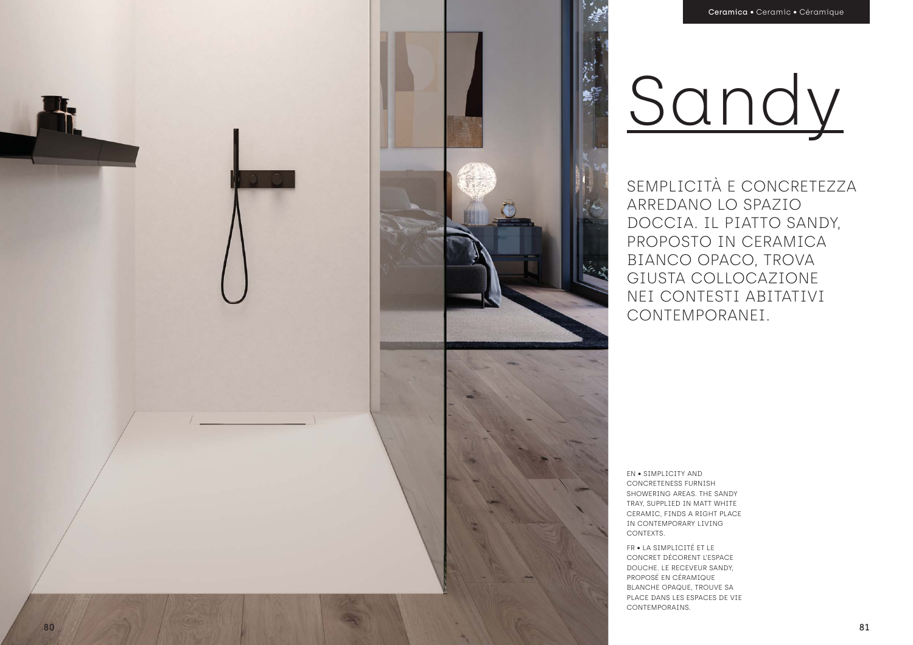Ceramica • Ceramic • Céramique

# Sandy

SEMPLICITÀ E CONCRETEZZA ARREDANO LO SPAZIO DOCCIA. IL PIATTO SANDY, PROPOSTO IN CERAMICA BIANCO OPACO, TROVA GIUSTA COLLOCAZIONE NEI CONTESTI ABITATIVI CONTEMPORANEI.

EN • SIMPLICITY AND CONCRETENESS FURNISH SHOWERING AREAS. THE SANDY TRAY, SUPPLIED IN MATT WHITE CERAMIC, FINDS A RIGHT PLACE IN CONTEMPORARY LIVING CONTEXTS.

FR • LA SIMPLICITÉ ET LE CONCRET DÉCORENT L'ESPACE DOUCHE. LE RECEVEUR SANDY, PROPOSÉ EN CÉRAMIQUE BLANCHE OPAQUE, TROUVE SA PLACE DANS LES ESPACES DE VIE CONTEMPORAINS.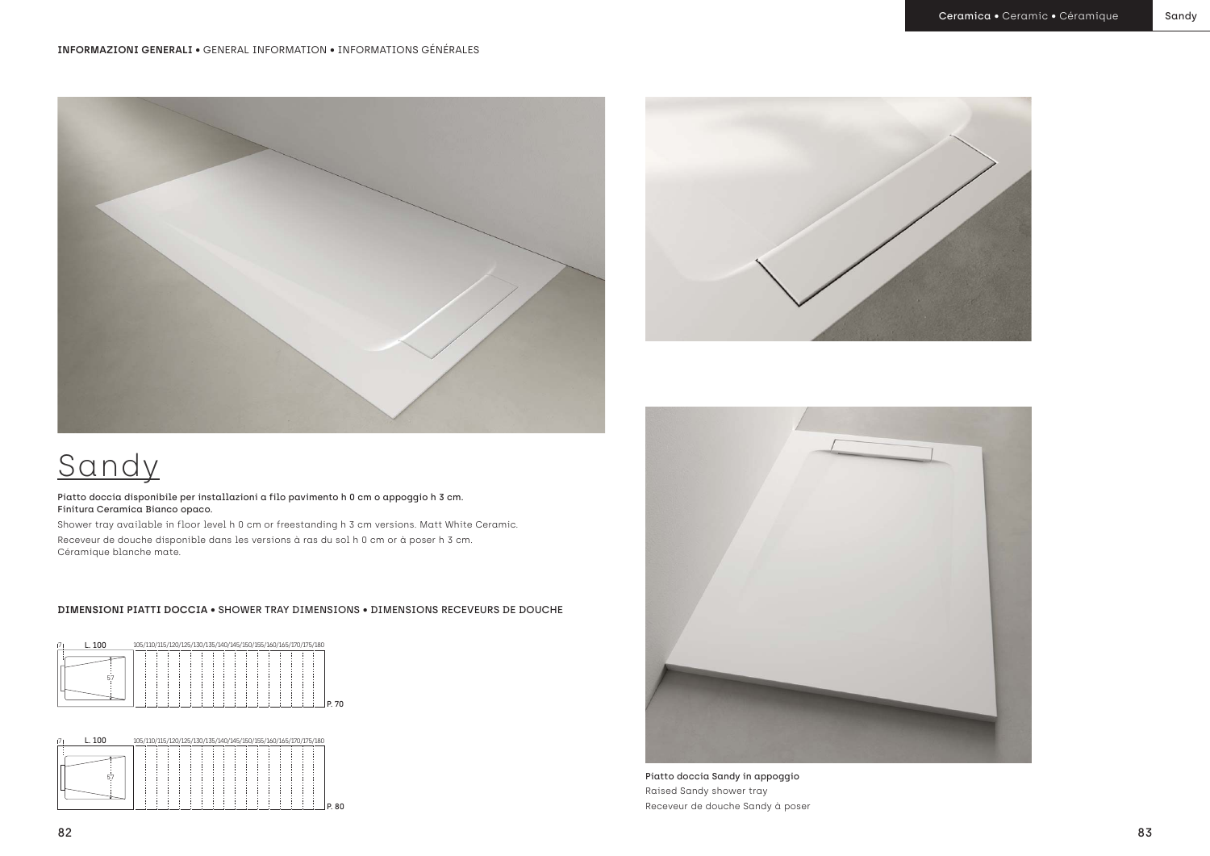INFORMAZIONI GENERALI • GENERAL INFORMATION • INFORMATIONS GÉNÉRALES

# Sandy

Piatto doccia disponibile per installazioni a filo pavimento h 0 cm o appoggio h 3 cm.
Finitura Ceramica Bianco opaco.

Shower tray available in floor level h 0 cm or freestanding h 3 cm versions. Matt White Ceramic.

Receveur de douche disponible dans les versions à ras du sol h 0 cm or à poser h 3 cm.
Céramique blanche mate.

## DIMENSIONI PIATTI DOCCIA • SHOWER TRAY DIMENSIONS • DIMENSIONS RECEVEURS DE DOUCHE

L. 100 — 105/110/115/120/125/130/135/140/145/150/155/160/165/170/175/180 — 57 — P. 70

L. 100 — 105/110/115/120/125/130/135/140/145/150/155/160/165/170/175/180 — 57 — P. 80

Piatto doccia Sandy in appoggio
Raised Sandy shower tray
Receveur de douche Sandy à poser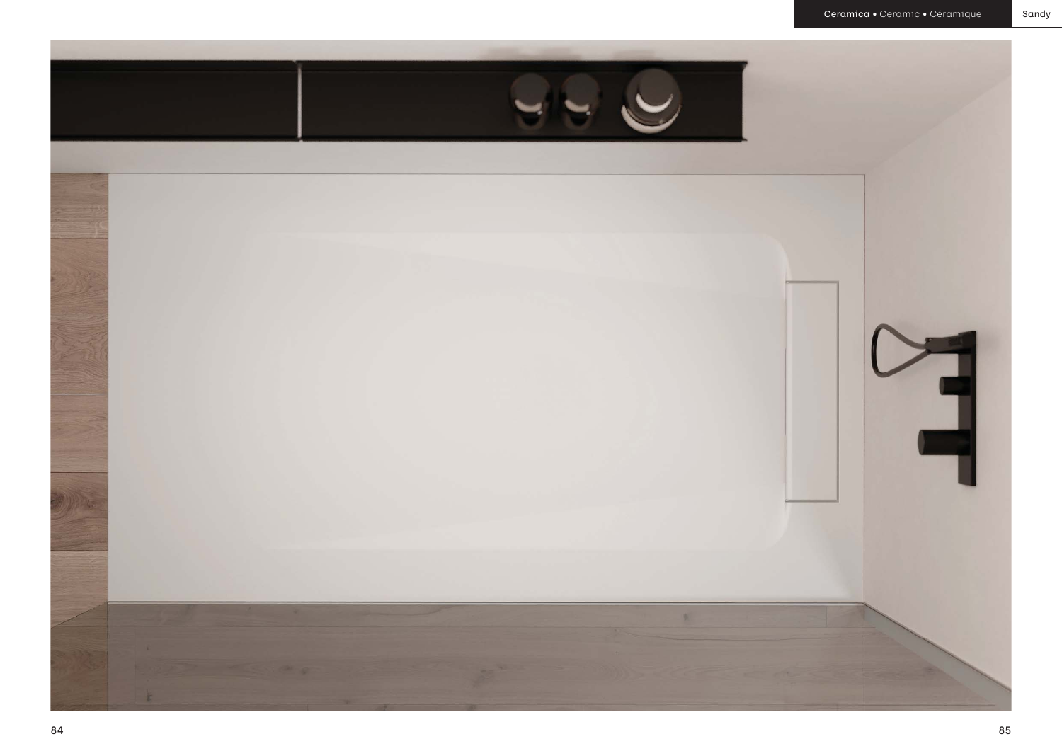Ceramica • Ceramic • Céramique

Sandy